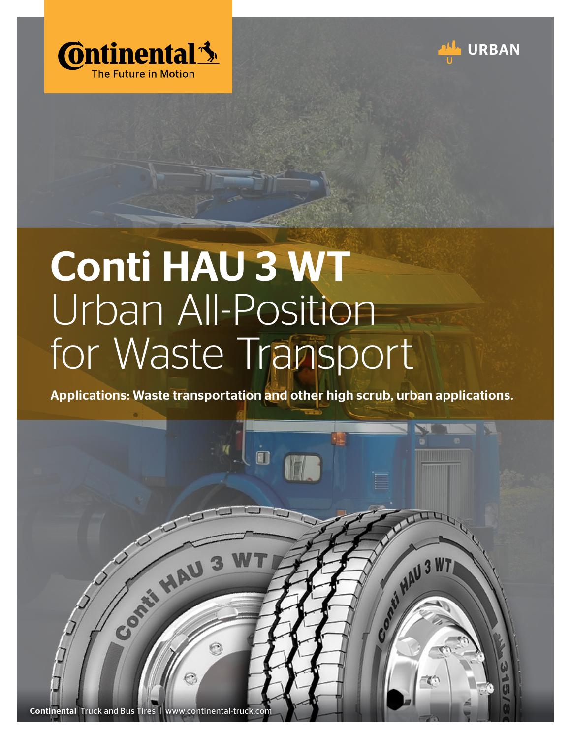Continental The Future in Motion

URBAN

# Conti HAU 3 WT

## Urban All-Position for Waste Transport

**Applications: Waste transportation and other high scrub, urban applications.**

**Continental** Truck and Bus Tires | www.continental-truck.com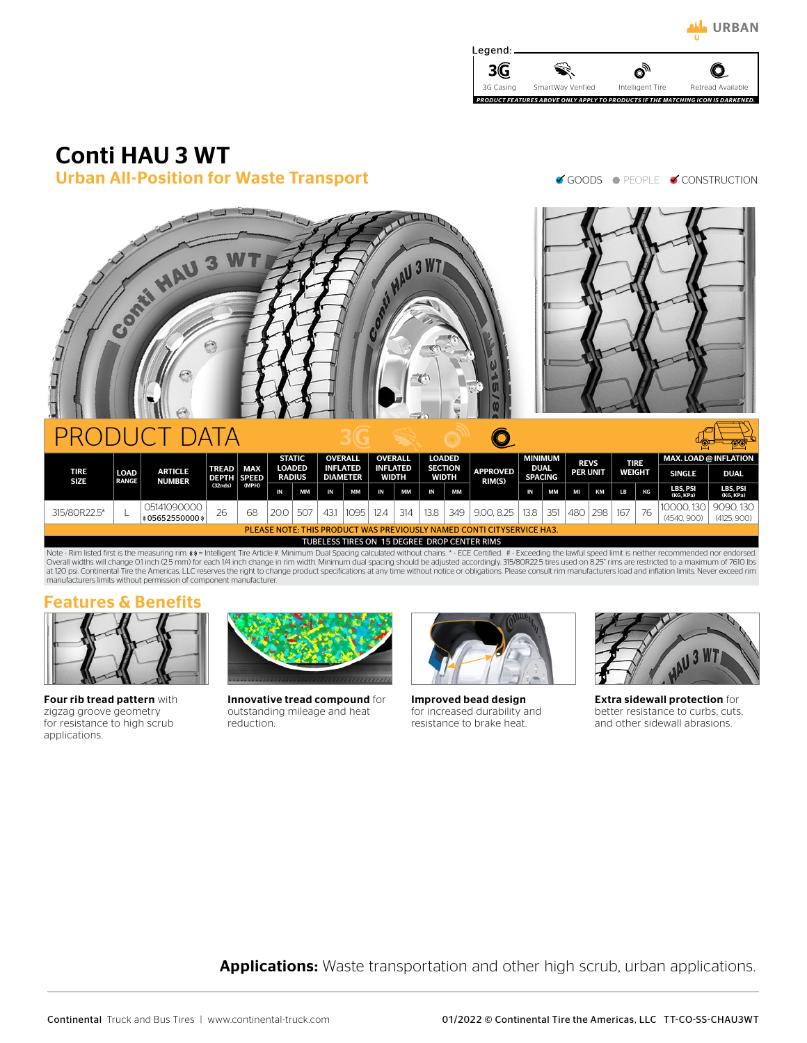URBAN

Legend:

3G Casing | SmartWay Verified | Intelligent Tire | Retread Available

PRODUCT FEATURES ABOVE ONLY APPLY TO PRODUCTS IF THE MATCHING ICON IS DARKENED.

# Conti HAU 3 WT

## Urban All-Position for Waste Transport

GOODS · PEOPLE · CONSTRUCTION

## PRODUCT DATA

| TIRE SIZE | LOAD RANGE | ARTICLE NUMBER | TREAD DEPTH (32nds) | MAX SPEED (MPH) | STATIC LOADED RADIUS | | OVERALL INFLATED DIAMETER | | OVERALL INFLATED WIDTH | | LOADED SECTION WIDTH | | APPROVED RIM(S) | MINIMUM DUAL SPACING | | REVS PER UNIT | | TIRE WEIGHT | | MAX. LOAD @ INFLATION | |
|---|---|---|---|---|---|---|---|---|---|---|---|---|---|---|---|---|---|---|---|---|---|
| | | | | | IN | MM | IN | MM | IN | MM | IN | MM | | IN | MM | MI | KM | LB | KG | SINGLE LBS, PSI (KG, KPa) | DUAL LBS, PSI (KG, KPa) |
| 315/80R22.5* | L | 05141090000 ◊05652550000◊ | 26 | 68 | 20.0 | 507 | 43.1 | 1095 | 12.4 | 314 | 13.8 | 349 | 9.00, 8.25 | 13.8 | 351 | 480 | 298 | 167 | 76 | 10000, 130 (4540, 900) | 9090, 130 (4125, 900) |

PLEASE NOTE: THIS PRODUCT WAS PREVIOUSLY NAMED CONTI CITYSERVICE HA3.

TUBELESS TIRES ON 15 DEGREE DROP CENTER RIMS

Note - Rim listed first is the measuring rim. ◊◊ = Intelligent Tire Article #. Minimum Dual Spacing calculated without chains. * - ECE Certified. # - Exceeding the lawful speed limit is neither recommended nor endorsed. Overall widths will change 0.1 inch (2.5 mm) for each 1/4 inch change in rim width. Minimum dual spacing should be adjusted accordingly. 315/80R22.5 tires used on 8.25" rims are restricted to a maximum of 7610 lbs at 120 psi. Continental Tire the Americas, LLC reserves the right to change product specifications at any time without notice or obligations. Please consult rim manufacturers load and inflation limits. Never exceed rim manufacturers limits without permission of component manufacturer.

## Features & Benefits

**Four rib tread pattern** with zigzag groove geometry for resistance to high scrub applications.

**Innovative tread compound** for outstanding mileage and heat reduction.

**Improved bead design** for increased durability and resistance to brake heat.

**Extra sidewall protection** for better resistance to curbs, cuts, and other sidewall abrasions.

**Applications:** Waste transportation and other high scrub, urban applications.

Continental Truck and Bus Tires | www.continental-truck.com

01/2022 © Continental Tire the Americas, LLC TT-CO-SS-CHAU3WT